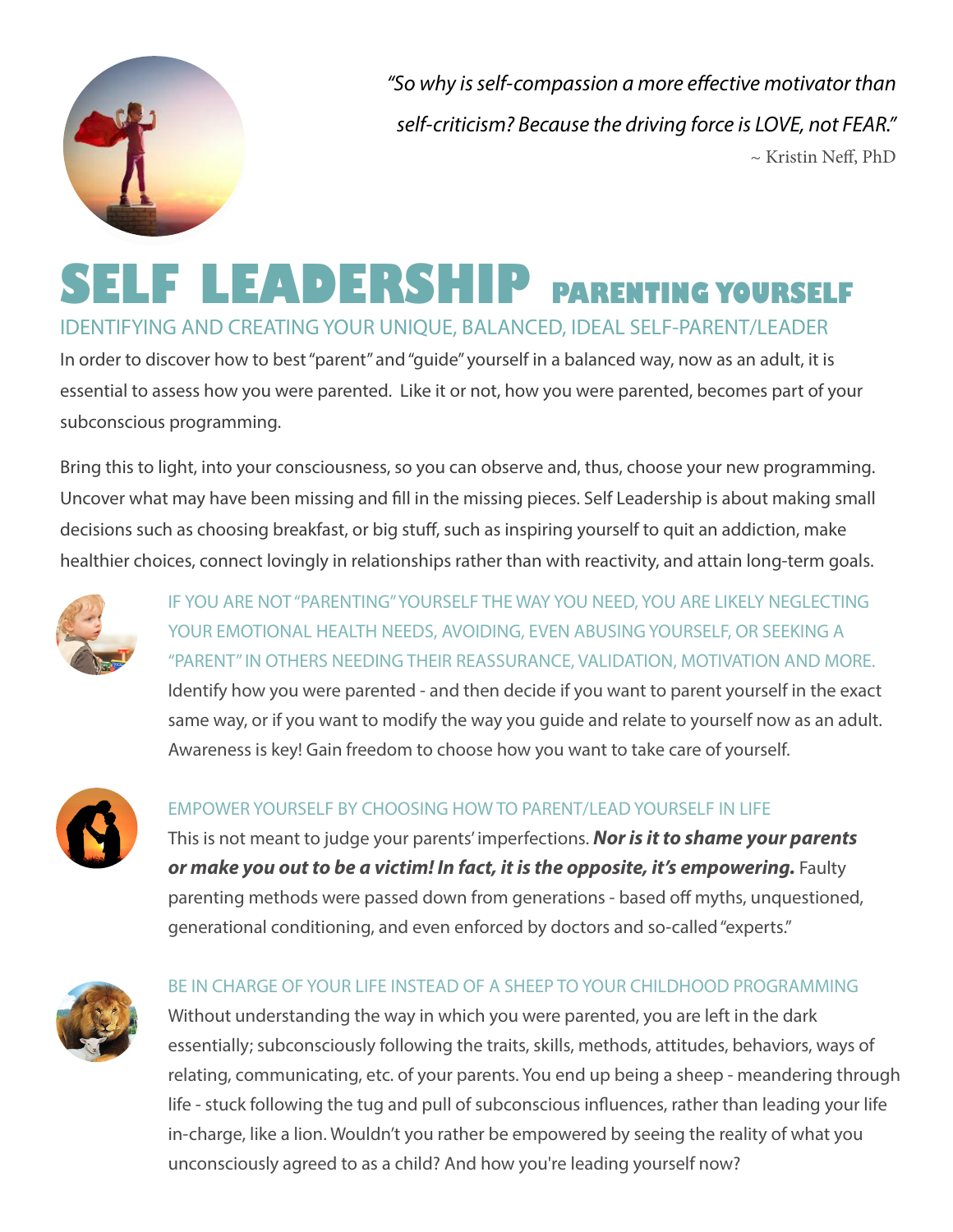> *"So why is self-compassion a more effective motivator than self-criticism? Because the driving force is LOVE, not FEAR."*
>
> ~ Kristin Neff, PhD

# SELF LEADERSHIP PARENTING YOURSELF

## IDENTIFYING AND CREATING YOUR UNIQUE, BALANCED, IDEAL SELF-PARENT/LEADER

In order to discover how to best "parent" and "guide" yourself in a balanced way, now as an adult, it is essential to assess how you were parented. Like it or not, how you were parented, becomes part of your subconscious programming.

Bring this to light, into your consciousness, so you can observe and, thus, choose your new programming. Uncover what may have been missing and fill in the missing pieces. Self Leadership is about making small decisions such as choosing breakfast, or big stuff, such as inspiring yourself to quit an addiction, make healthier choices, connect lovingly in relationships rather than with reactivity, and attain long-term goals.

### IF YOU ARE NOT "PARENTING" YOURSELF THE WAY YOU NEED, YOU ARE LIKELY NEGLECTING YOUR EMOTIONAL HEALTH NEEDS, AVOIDING, EVEN ABUSING YOURSELF, OR SEEKING A "PARENT" IN OTHERS NEEDING THEIR REASSURANCE, VALIDATION, MOTIVATION AND MORE.

Identify how you were parented - and then decide if you want to parent yourself in the exact same way, or if you want to modify the way you guide and relate to yourself now as an adult. Awareness is key! Gain freedom to choose how you want to take care of yourself.

### EMPOWER YOURSELF BY CHOOSING HOW TO PARENT/LEAD YOURSELF IN LIFE

This is not meant to judge your parents' imperfections. ***Nor is it to shame your parents or make you out to be a victim! In fact, it is the opposite, it's empowering.*** Faulty parenting methods were passed down from generations - based off myths, unquestioned, generational conditioning, and even enforced by doctors and so-called "experts."

### BE IN CHARGE OF YOUR LIFE INSTEAD OF A SHEEP TO YOUR CHILDHOOD PROGRAMMING

Without understanding the way in which you were parented, you are left in the dark essentially; subconsciously following the traits, skills, methods, attitudes, behaviors, ways of relating, communicating, etc. of your parents. You end up being a sheep - meandering through life - stuck following the tug and pull of subconscious influences, rather than leading your life in-charge, like a lion. Wouldn't you rather be empowered by seeing the reality of what you unconsciously agreed to as a child? And how you're leading yourself now?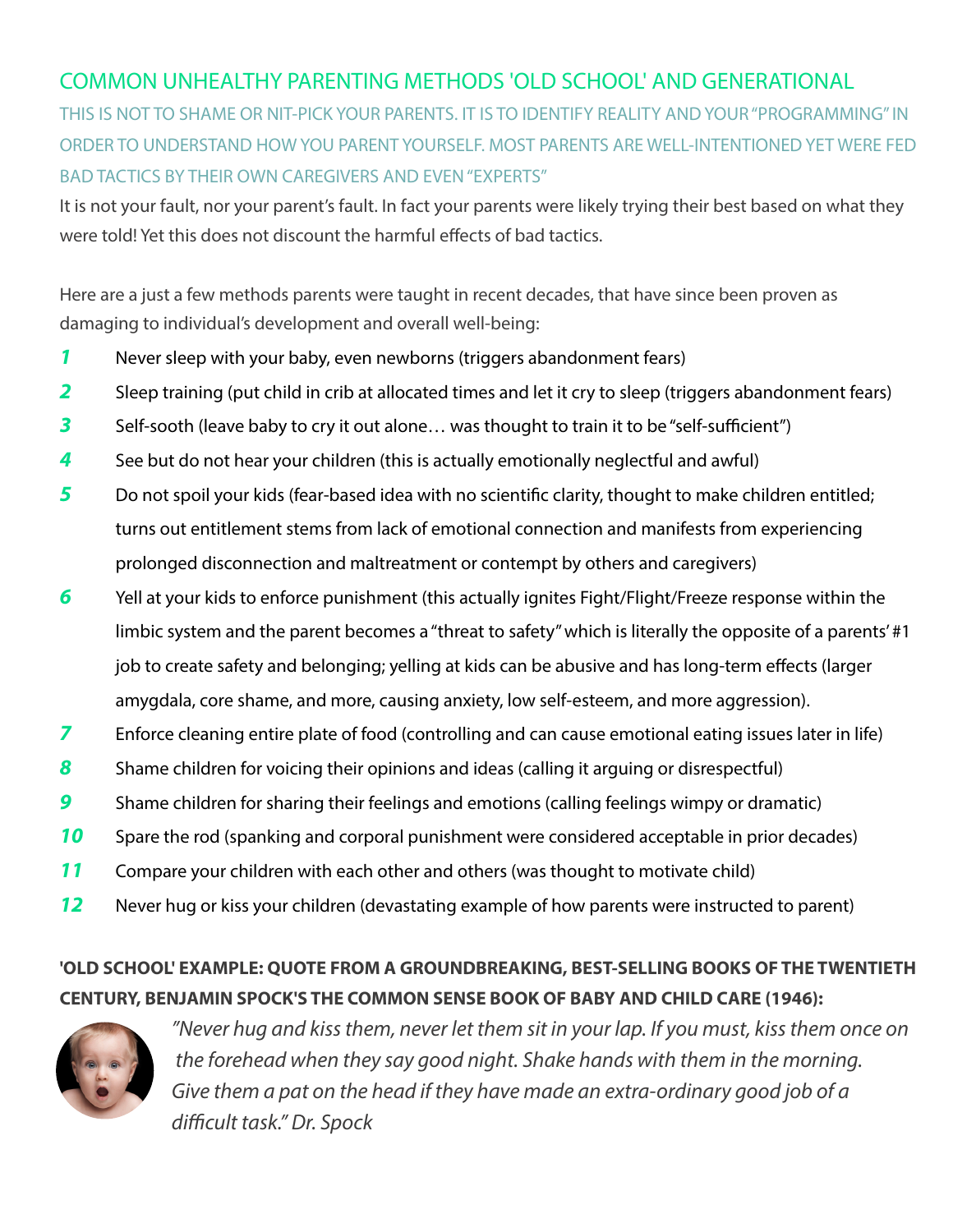## COMMON UNHEALTHY PARENTING METHODS 'OLD SCHOOL' AND GENERATIONAL

### THIS IS NOT TO SHAME OR NIT-PICK YOUR PARENTS. IT IS TO IDENTIFY REALITY AND YOUR "PROGRAMMING" IN ORDER TO UNDERSTAND HOW YOU PARENT YOURSELF. MOST PARENTS ARE WELL-INTENTIONED YET WERE FED BAD TACTICS BY THEIR OWN CAREGIVERS AND EVEN "EXPERTS"

It is not your fault, nor your parent's fault. In fact your parents were likely trying their best based on what they were told! Yet this does not discount the harmful effects of bad tactics.

Here are a just a few methods parents were taught in recent decades, that have since been proven as damaging to individual's development and overall well-being:

1. Never sleep with your baby, even newborns (triggers abandonment fears)
2. Sleep training (put child in crib at allocated times and let it cry to sleep (triggers abandonment fears)
3. Self-sooth (leave baby to cry it out alone… was thought to train it to be "self-sufficient")
4. See but do not hear your children (this is actually emotionally neglectful and awful)
5. Do not spoil your kids (fear-based idea with no scientific clarity, thought to make children entitled; turns out entitlement stems from lack of emotional connection and manifests from experiencing prolonged disconnection and maltreatment or contempt by others and caregivers)
6. Yell at your kids to enforce punishment (this actually ignites Fight/Flight/Freeze response within the limbic system and the parent becomes a "threat to safety" which is literally the opposite of a parents' #1 job to create safety and belonging; yelling at kids can be abusive and has long-term effects (larger amygdala, core shame, and more, causing anxiety, low self-esteem, and more aggression).
7. Enforce cleaning entire plate of food (controlling and can cause emotional eating issues later in life)
8. Shame children for voicing their opinions and ideas (calling it arguing or disrespectful)
9. Shame children for sharing their feelings and emotions (calling feelings wimpy or dramatic)
10. Spare the rod (spanking and corporal punishment were considered acceptable in prior decades)
11. Compare your children with each other and others (was thought to motivate child)
12. Never hug or kiss your children (devastating example of how parents were instructed to parent)

**'OLD SCHOOL' EXAMPLE: QUOTE FROM A GROUNDBREAKING, BEST-SELLING BOOKS OF THE TWENTIETH CENTURY, BENJAMIN SPOCK'S THE COMMON SENSE BOOK OF BABY AND CHILD CARE (1946):**

*"Never hug and kiss them, never let them sit in your lap. If you must, kiss them once on the forehead when they say good night. Shake hands with them in the morning. Give them a pat on the head if they have made an extra-ordinary good job of a difficult task." Dr. Spock*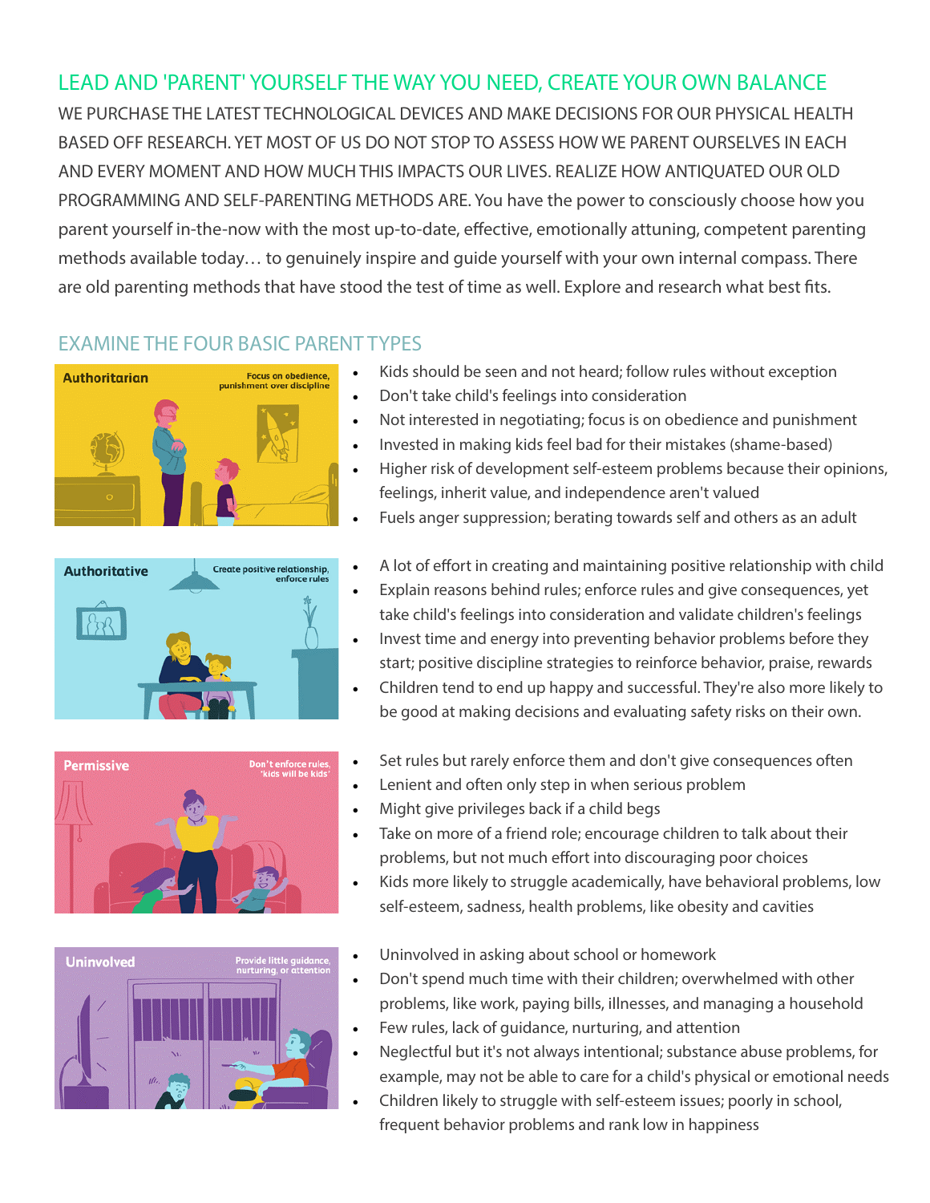## LEAD AND 'PARENT' YOURSELF THE WAY YOU NEED, CREATE YOUR OWN BALANCE

WE PURCHASE THE LATEST TECHNOLOGICAL DEVICES AND MAKE DECISIONS FOR OUR PHYSICAL HEALTH BASED OFF RESEARCH. YET MOST OF US DO NOT STOP TO ASSESS HOW WE PARENT OURSELVES IN EACH AND EVERY MOMENT AND HOW MUCH THIS IMPACTS OUR LIVES. REALIZE HOW ANTIQUATED OUR OLD PROGRAMMING AND SELF-PARENTING METHODS ARE. You have the power to consciously choose how you parent yourself in-the-now with the most up-to-date, effective, emotionally attuning, competent parenting methods available today… to genuinely inspire and guide yourself with your own internal compass. There are old parenting methods that have stood the test of time as well. Explore and research what best fits.

### EXAMINE THE FOUR BASIC PARENT TYPES

**Authoritarian** — Focus on obedience, punishment over discipline

- Kids should be seen and not heard; follow rules without exception
- Don't take child's feelings into consideration
- Not interested in negotiating; focus is on obedience and punishment
- Invested in making kids feel bad for their mistakes (shame-based)
- Higher risk of development self-esteem problems because their opinions, feelings, inherit value, and independence aren't valued
- Fuels anger suppression; berating towards self and others as an adult

**Authoritative** — Create positive relationship, enforce rules

- A lot of effort in creating and maintaining positive relationship with child
- Explain reasons behind rules; enforce rules and give consequences, yet take child's feelings into consideration and validate children's feelings
- Invest time and energy into preventing behavior problems before they start; positive discipline strategies to reinforce behavior, praise, rewards
- Children tend to end up happy and successful. They're also more likely to be good at making decisions and evaluating safety risks on their own.

**Permissive** — Don't enforce rules, 'kids will be kids'

- Set rules but rarely enforce them and don't give consequences often
- Lenient and often only step in when serious problem
- Might give privileges back if a child begs
- Take on more of a friend role; encourage children to talk about their problems, but not much effort into discouraging poor choices
- Kids more likely to struggle academically, have behavioral problems, low self-esteem, sadness, health problems, like obesity and cavities

**Uninvolved** — Provide little guidance, nurturing, or attention

- Uninvolved in asking about school or homework
- Don't spend much time with their children; overwhelmed with other problems, like work, paying bills, illnesses, and managing a household
- Few rules, lack of guidance, nurturing, and attention
- Neglectful but it's not always intentional; substance abuse problems, for example, may not be able to care for a child's physical or emotional needs
- Children likely to struggle with self-esteem issues; poorly in school, frequent behavior problems and rank low in happiness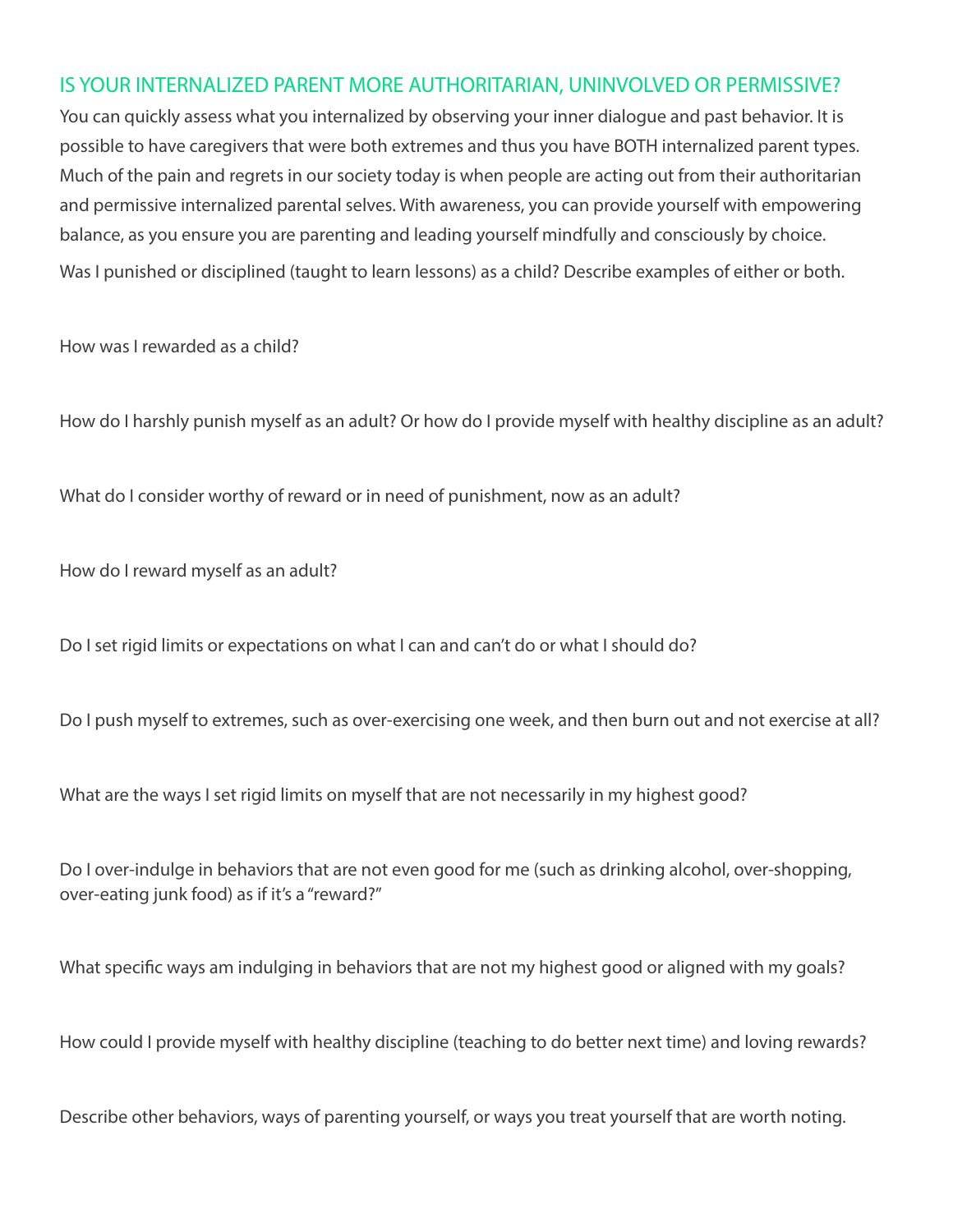## IS YOUR INTERNALIZED PARENT MORE AUTHORITARIAN, UNINVOLVED OR PERMISSIVE?

You can quickly assess what you internalized by observing your inner dialogue and past behavior. It is possible to have caregivers that were both extremes and thus you have BOTH internalized parent types. Much of the pain and regrets in our society today is when people are acting out from their authoritarian and permissive internalized parental selves. With awareness, you can provide yourself with empowering balance, as you ensure you are parenting and leading yourself mindfully and consciously by choice.

Was I punished or disciplined (taught to learn lessons) as a child? Describe examples of either or both.

How was I rewarded as a child?

How do I harshly punish myself as an adult? Or how do I provide myself with healthy discipline as an adult?

What do I consider worthy of reward or in need of punishment, now as an adult?

How do I reward myself as an adult?

Do I set rigid limits or expectations on what I can and can't do or what I should do?

Do I push myself to extremes, such as over-exercising one week, and then burn out and not exercise at all?

What are the ways I set rigid limits on myself that are not necessarily in my highest good?

Do I over-indulge in behaviors that are not even good for me (such as drinking alcohol, over-shopping, over-eating junk food) as if it's a "reward?"

What specific ways am indulging in behaviors that are not my highest good or aligned with my goals?

How could I provide myself with healthy discipline (teaching to do better next time) and loving rewards?

Describe other behaviors, ways of parenting yourself, or ways you treat yourself that are worth noting.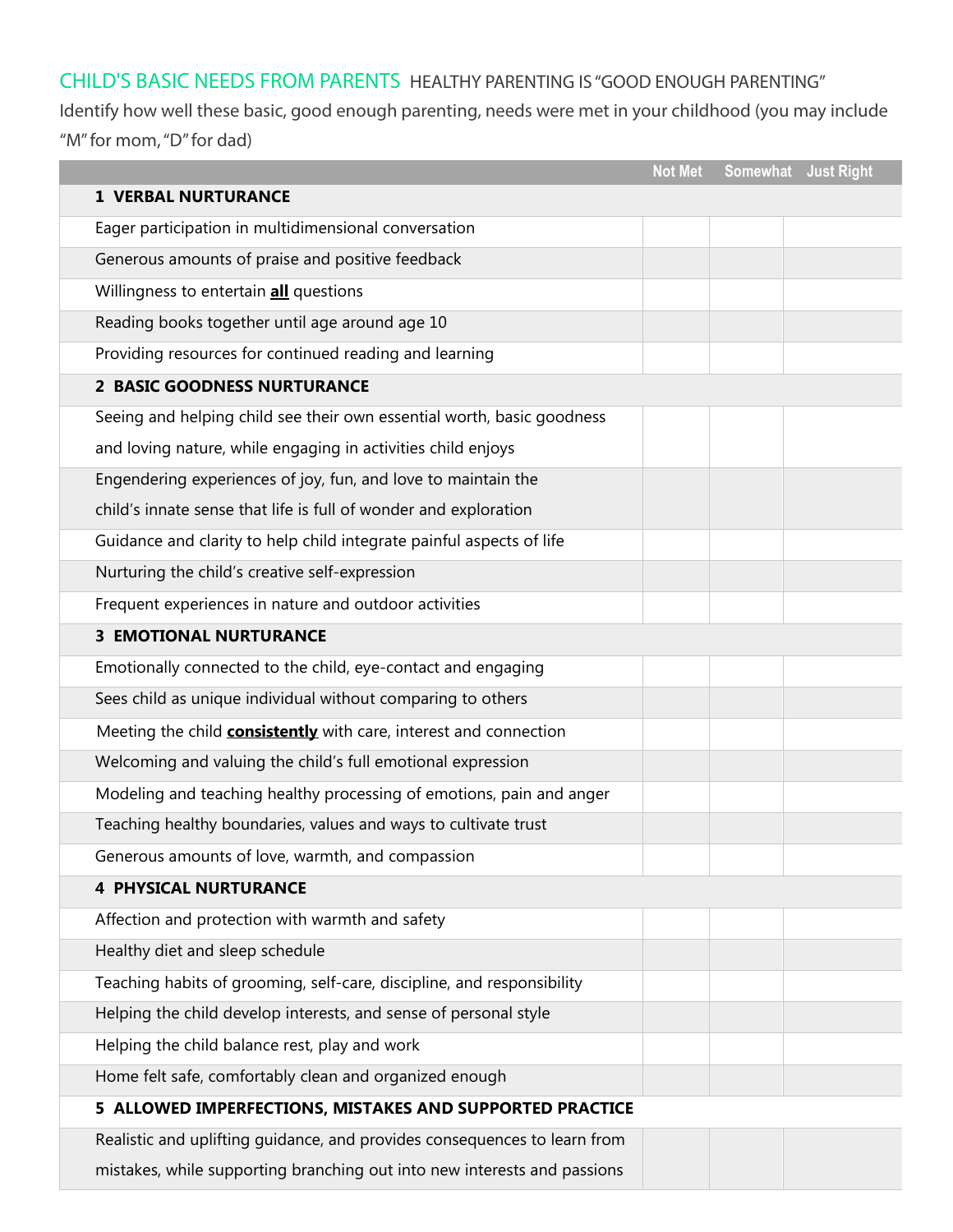## CHILD'S BASIC NEEDS FROM PARENTS HEALTHY PARENTING IS "GOOD ENOUGH PARENTING"

Identify how well these basic, good enough parenting, needs were met in your childhood (you may include "M" for mom, "D" for dad)

| | Not Met | Somewhat | Just Right |
|---|---|---|---|
| **1 VERBAL NURTURANCE** | | | |
| Eager participation in multidimensional conversation | | | |
| Generous amounts of praise and positive feedback | | | |
| Willingness to entertain **all** questions | | | |
| Reading books together until age around age 10 | | | |
| Providing resources for continued reading and learning | | | |
| **2 BASIC GOODNESS NURTURANCE** | | | |
| Seeing and helping child see their own essential worth, basic goodness and loving nature, while engaging in activities child enjoys | | | |
| Engendering experiences of joy, fun, and love to maintain the child's innate sense that life is full of wonder and exploration | | | |
| Guidance and clarity to help child integrate painful aspects of life | | | |
| Nurturing the child's creative self-expression | | | |
| Frequent experiences in nature and outdoor activities | | | |
| **3 EMOTIONAL NURTURANCE** | | | |
| Emotionally connected to the child, eye-contact and engaging | | | |
| Sees child as unique individual without comparing to others | | | |
| Meeting the child **consistently** with care, interest and connection | | | |
| Welcoming and valuing the child's full emotional expression | | | |
| Modeling and teaching healthy processing of emotions, pain and anger | | | |
| Teaching healthy boundaries, values and ways to cultivate trust | | | |
| Generous amounts of love, warmth, and compassion | | | |
| **4 PHYSICAL NURTURANCE** | | | |
| Affection and protection with warmth and safety | | | |
| Healthy diet and sleep schedule | | | |
| Teaching habits of grooming, self-care, discipline, and responsibility | | | |
| Helping the child develop interests, and sense of personal style | | | |
| Helping the child balance rest, play and work | | | |
| Home felt safe, comfortably clean and organized enough | | | |
| **5 ALLOWED IMPERFECTIONS, MISTAKES AND SUPPORTED PRACTICE** | | | |
| Realistic and uplifting guidance, and provides consequences to learn from mistakes, while supporting branching out into new interests and passions | | | |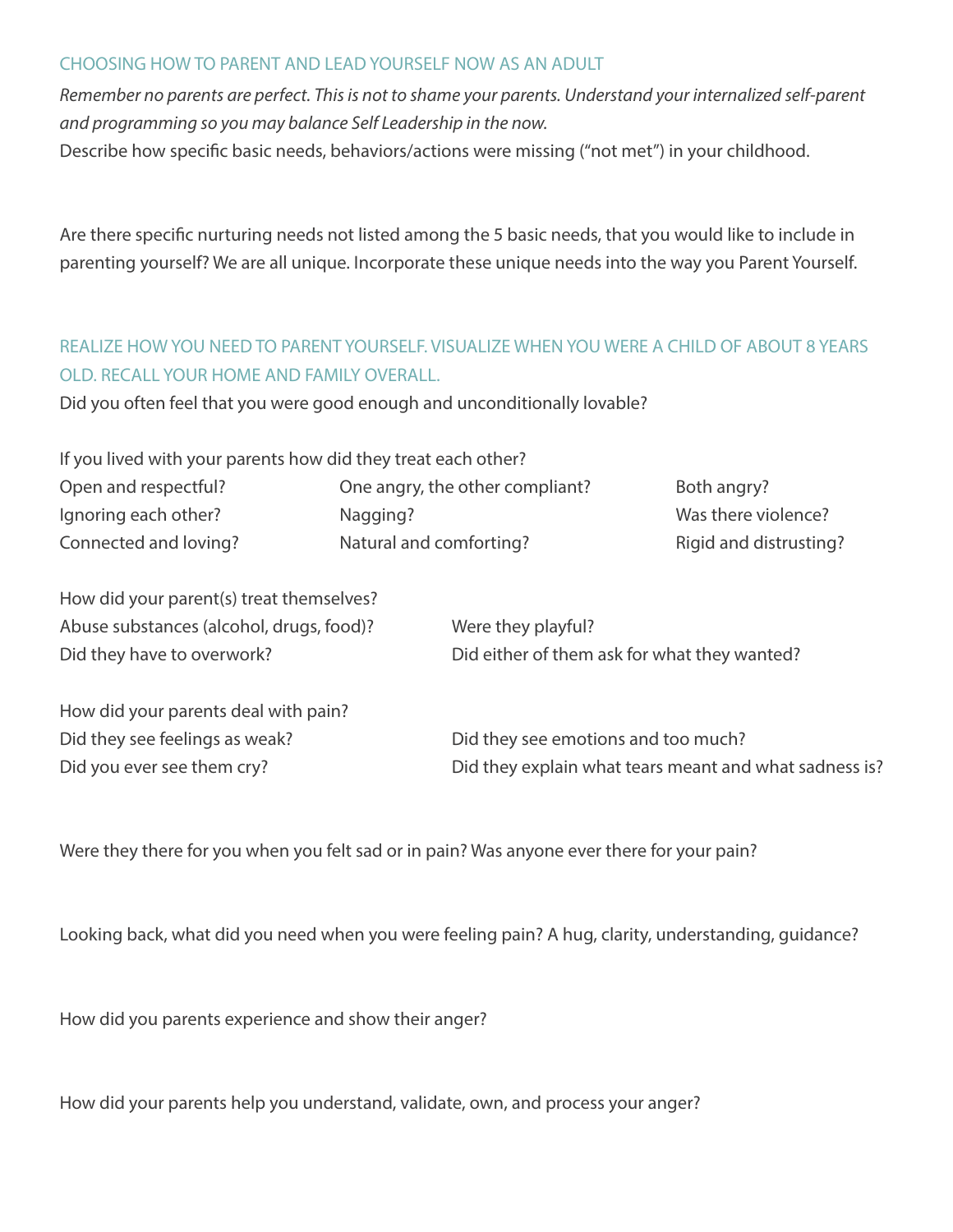## CHOOSING HOW TO PARENT AND LEAD YOURSELF NOW AS AN ADULT

*Remember no parents are perfect. This is not to shame your parents. Understand your internalized self-parent and programming so you may balance Self Leadership in the now.*

Describe how specific basic needs, behaviors/actions were missing ("not met") in your childhood.

Are there specific nurturing needs not listed among the 5 basic needs, that you would like to include in parenting yourself? We are all unique. Incorporate these unique needs into the way you Parent Yourself.

## REALIZE HOW YOU NEED TO PARENT YOURSELF. VISUALIZE WHEN YOU WERE A CHILD OF ABOUT 8 YEARS OLD. RECALL YOUR HOME AND FAMILY OVERALL.

Did you often feel that you were good enough and unconditionally lovable?

If you lived with your parents how did they treat each other?

Open and respectful?
One angry, the other compliant?
Both angry?
Ignoring each other?
Nagging?
Was there violence?
Connected and loving?
Natural and comforting?
Rigid and distrusting?

How did your parent(s) treat themselves?

Abuse substances (alcohol, drugs, food)?
Were they playful?
Did they have to overwork?
Did either of them ask for what they wanted?

How did your parents deal with pain?

Did they see feelings as weak?
Did they see emotions and too much?
Did you ever see them cry?
Did they explain what tears meant and what sadness is?

Were they there for you when you felt sad or in pain? Was anyone ever there for your pain?

Looking back, what did you need when you were feeling pain? A hug, clarity, understanding, guidance?

How did you parents experience and show their anger?

How did your parents help you understand, validate, own, and process your anger?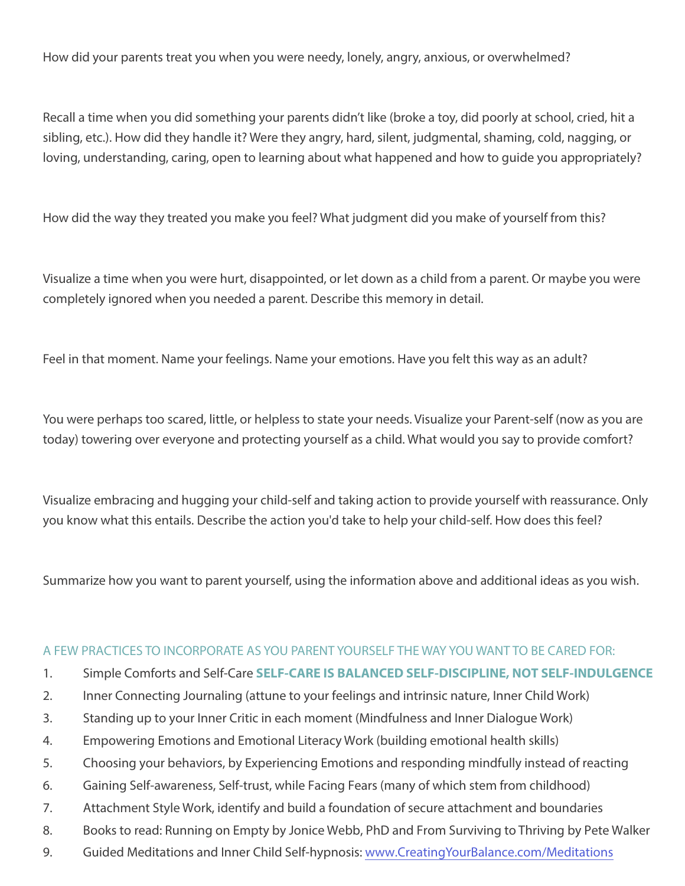How did your parents treat you when you were needy, lonely, angry, anxious, or overwhelmed?

Recall a time when you did something your parents didn't like (broke a toy, did poorly at school, cried, hit a sibling, etc.). How did they handle it? Were they angry, hard, silent, judgmental, shaming, cold, nagging, or loving, understanding, caring, open to learning about what happened and how to guide you appropriately?

How did the way they treated you make you feel? What judgment did you make of yourself from this?

Visualize a time when you were hurt, disappointed, or let down as a child from a parent. Or maybe you were completely ignored when you needed a parent. Describe this memory in detail.

Feel in that moment. Name your feelings. Name your emotions. Have you felt this way as an adult?

You were perhaps too scared, little, or helpless to state your needs. Visualize your Parent-self (now as you are today) towering over everyone and protecting yourself as a child. What would you say to provide comfort?

Visualize embracing and hugging your child-self and taking action to provide yourself with reassurance. Only you know what this entails. Describe the action you'd take to help your child-self. How does this feel?

Summarize how you want to parent yourself, using the information above and additional ideas as you wish.

## A FEW PRACTICES TO INCORPORATE AS YOU PARENT YOURSELF THE WAY YOU WANT TO BE CARED FOR:

1. Simple Comforts and Self-Care **SELF-CARE IS BALANCED SELF-DISCIPLINE, NOT SELF-INDULGENCE**
2. Inner Connecting Journaling (attune to your feelings and intrinsic nature, Inner Child Work)
3. Standing up to your Inner Critic in each moment (Mindfulness and Inner Dialogue Work)
4. Empowering Emotions and Emotional Literacy Work (building emotional health skills)
5. Choosing your behaviors, by Experiencing Emotions and responding mindfully instead of reacting
6. Gaining Self-awareness, Self-trust, while Facing Fears (many of which stem from childhood)
7. Attachment Style Work, identify and build a foundation of secure attachment and boundaries
8. Books to read: Running on Empty by Jonice Webb, PhD and From Surviving to Thriving by Pete Walker
9. Guided Meditations and Inner Child Self-hypnosis: [www.CreatingYourBalance.com/Meditations](http://www.CreatingYourBalance.com/Meditations)